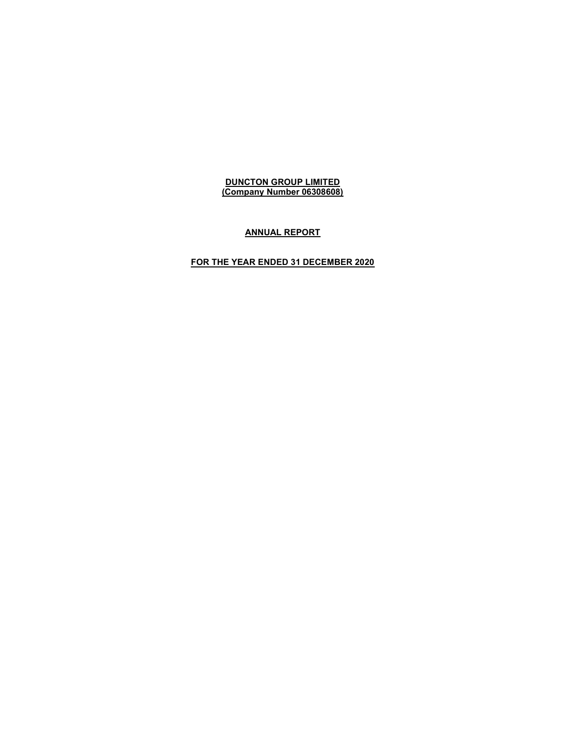**DUNCTON GROUP LIMITED**
**(Company Number 06308608)**

**ANNUAL REPORT**

**FOR THE YEAR ENDED 31 DECEMBER 2020**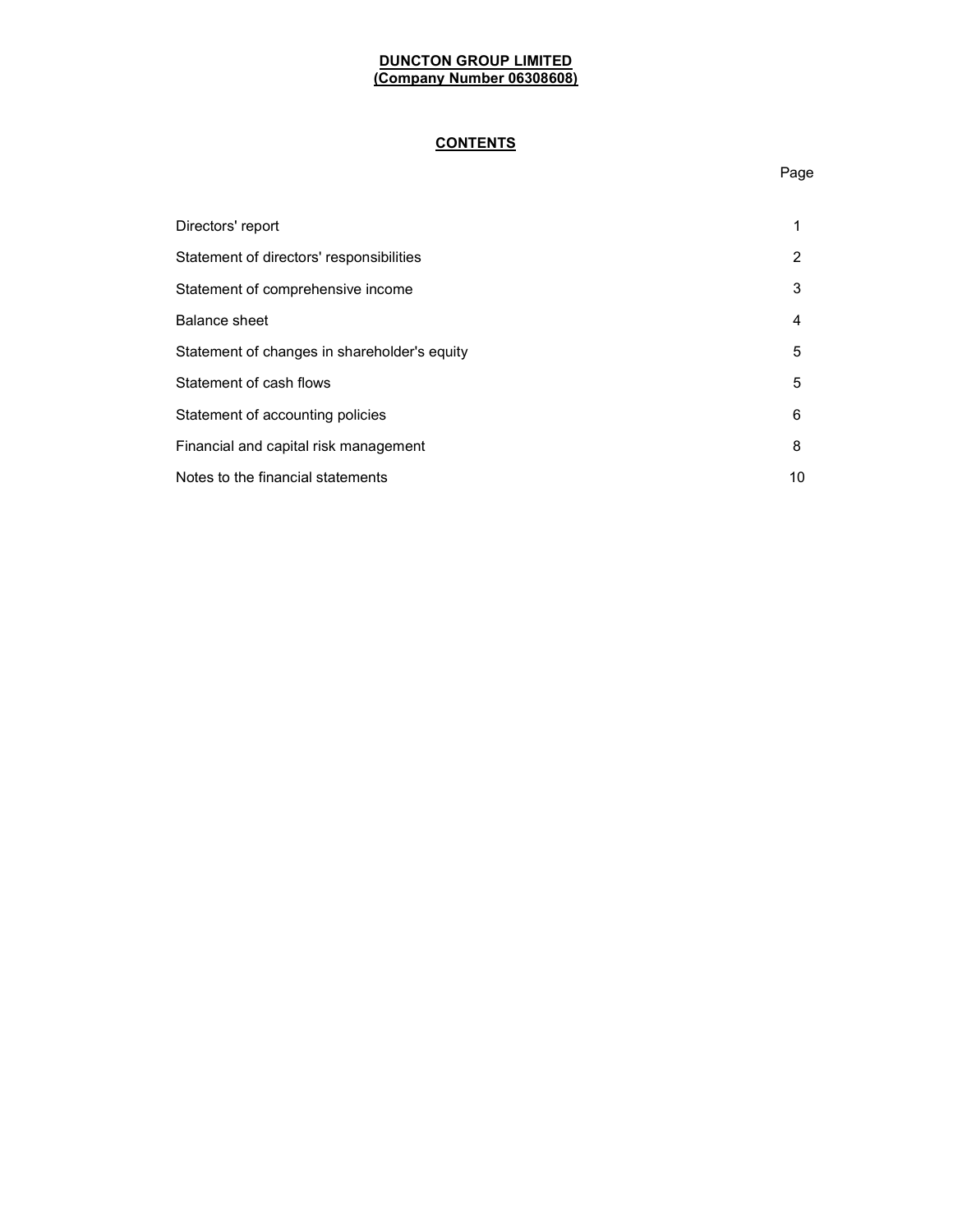**DUNCTON GROUP LIMITED**
**(Company Number 06308608)**

## CONTENTS

| | Page |
|---|---|
| Directors' report | 1 |
| Statement of directors' responsibilities | 2 |
| Statement of comprehensive income | 3 |
| Balance sheet | 4 |
| Statement of changes in shareholder's equity | 5 |
| Statement of cash flows | 5 |
| Statement of accounting policies | 6 |
| Financial and capital risk management | 8 |
| Notes to the financial statements | 10 |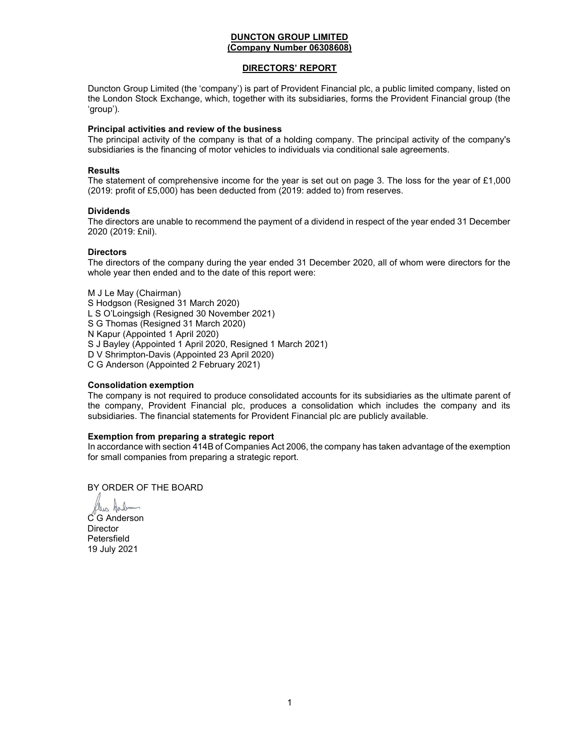**DUNCTON GROUP LIMITED**
**(Company Number 06308608)**

## DIRECTORS' REPORT

Duncton Group Limited (the 'company') is part of Provident Financial plc, a public limited company, listed on the London Stock Exchange, which, together with its subsidiaries, forms the Provident Financial group (the 'group').

### Principal activities and review of the business

The principal activity of the company is that of a holding company. The principal activity of the company's subsidiaries is the financing of motor vehicles to individuals via conditional sale agreements.

### Results

The statement of comprehensive income for the year is set out on page 3. The loss for the year of £1,000 (2019: profit of £5,000) has been deducted from (2019: added to) from reserves.

### Dividends

The directors are unable to recommend the payment of a dividend in respect of the year ended 31 December 2020 (2019: £nil).

### Directors

The directors of the company during the year ended 31 December 2020, all of whom were directors for the whole year then ended and to the date of this report were:

M J Le May (Chairman)
S Hodgson (Resigned 31 March 2020)
L S O'Loingsigh (Resigned 30 November 2021)
S G Thomas (Resigned 31 March 2020)
N Kapur (Appointed 1 April 2020)
S J Bayley (Appointed 1 April 2020, Resigned 1 March 2021)
D V Shrimpton-Davis (Appointed 23 April 2020)
C G Anderson (Appointed 2 February 2021)

### Consolidation exemption

The company is not required to produce consolidated accounts for its subsidiaries as the ultimate parent of the company, Provident Financial plc, produces a consolidation which includes the company and its subsidiaries. The financial statements for Provident Financial plc are publicly available.

### Exemption from preparing a strategic report

In accordance with section 414B of Companies Act 2006, the company has taken advantage of the exemption for small companies from preparing a strategic report.

BY ORDER OF THE BOARD

C G Anderson
Director
Petersfield
19 July 2021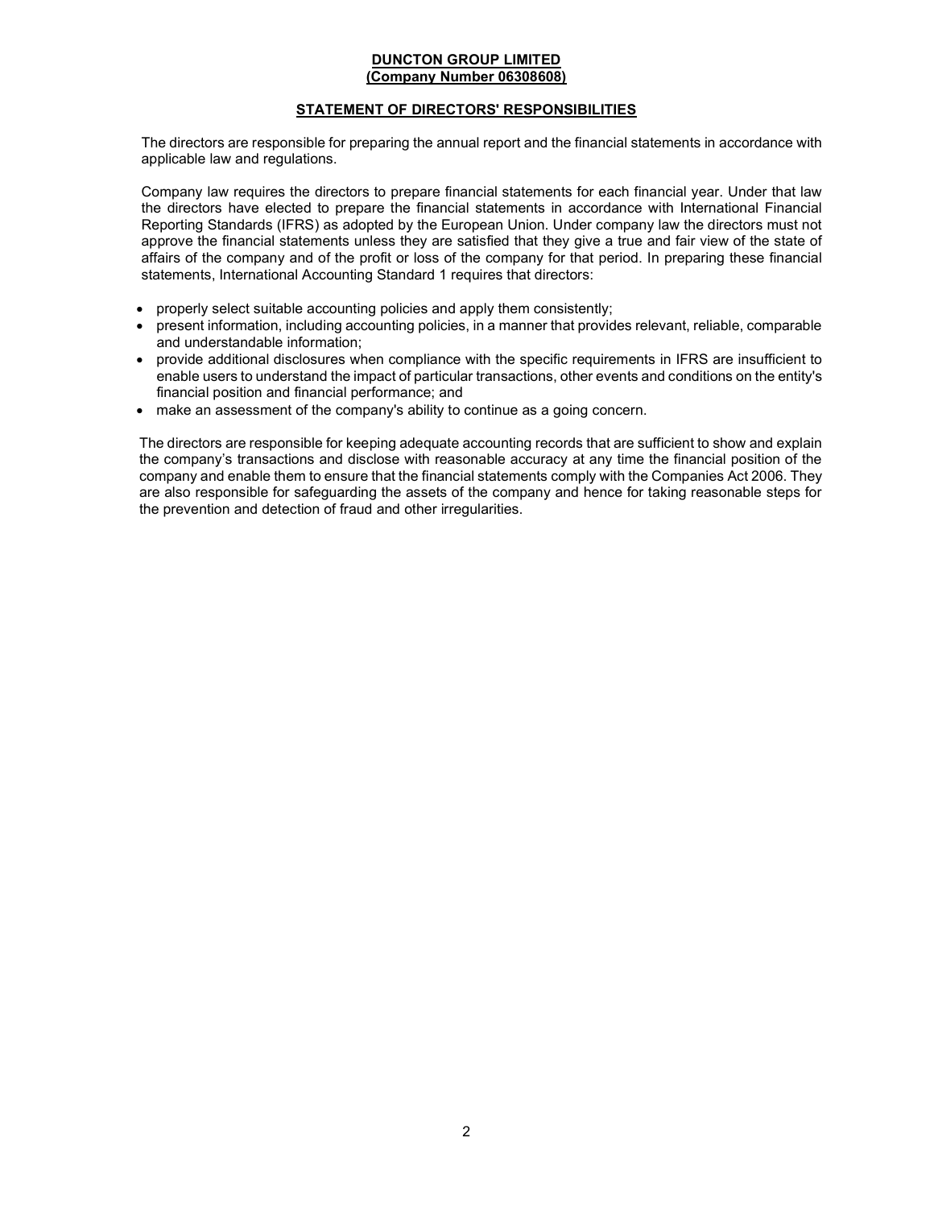**DUNCTON GROUP LIMITED**
**(Company Number 06308608)**

## STATEMENT OF DIRECTORS' RESPONSIBILITIES

The directors are responsible for preparing the annual report and the financial statements in accordance with applicable law and regulations.

Company law requires the directors to prepare financial statements for each financial year. Under that law the directors have elected to prepare the financial statements in accordance with International Financial Reporting Standards (IFRS) as adopted by the European Union. Under company law the directors must not approve the financial statements unless they are satisfied that they give a true and fair view of the state of affairs of the company and of the profit or loss of the company for that period. In preparing these financial statements, International Accounting Standard 1 requires that directors:

- properly select suitable accounting policies and apply them consistently;
- present information, including accounting policies, in a manner that provides relevant, reliable, comparable and understandable information;
- provide additional disclosures when compliance with the specific requirements in IFRS are insufficient to enable users to understand the impact of particular transactions, other events and conditions on the entity's financial position and financial performance; and
- make an assessment of the company's ability to continue as a going concern.

The directors are responsible for keeping adequate accounting records that are sufficient to show and explain the company's transactions and disclose with reasonable accuracy at any time the financial position of the company and enable them to ensure that the financial statements comply with the Companies Act 2006. They are also responsible for safeguarding the assets of the company and hence for taking reasonable steps for the prevention and detection of fraud and other irregularities.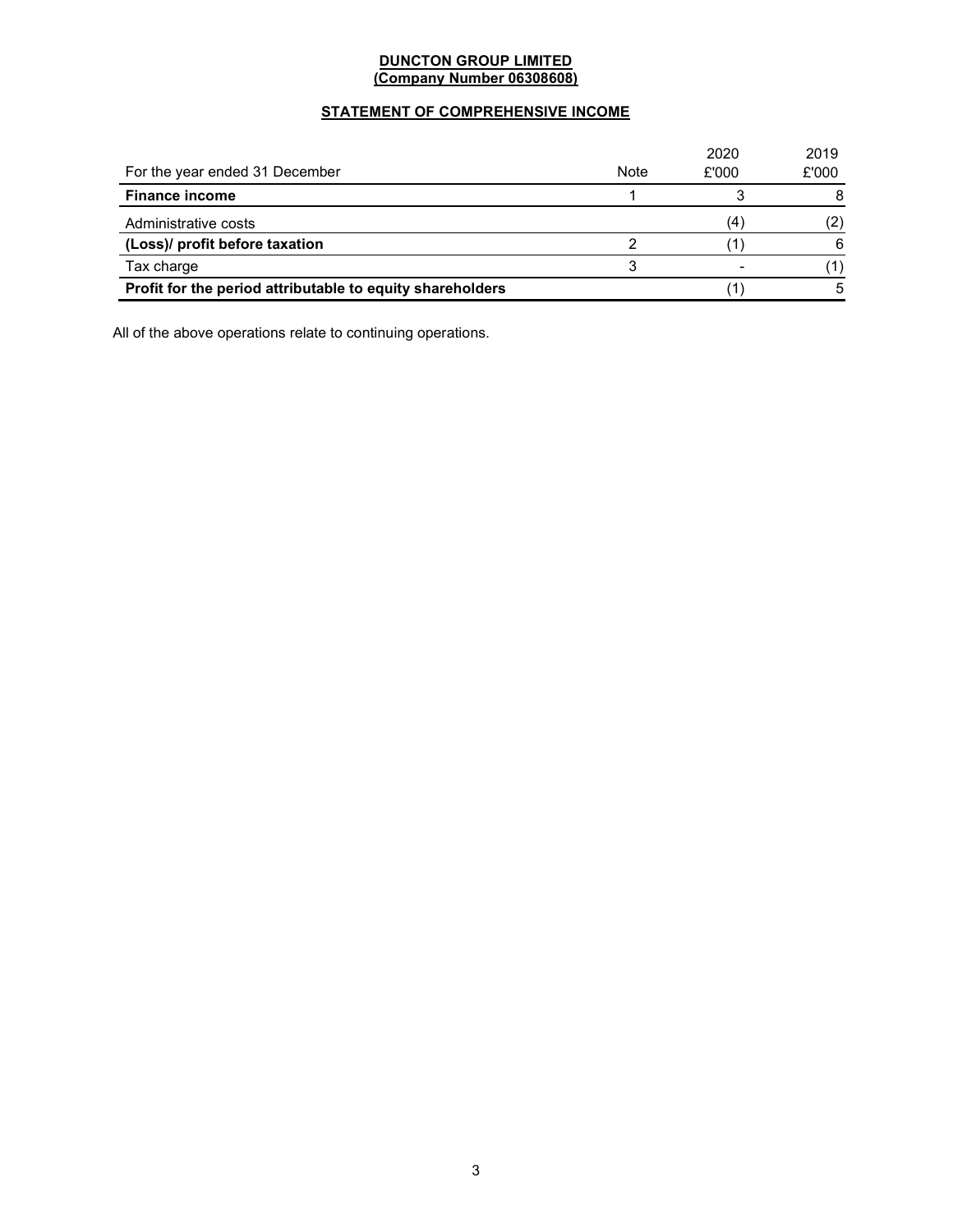**DUNCTON GROUP LIMITED**
**(Company Number 06308608)**

**STATEMENT OF COMPREHENSIVE INCOME**

| For the year ended 31 December | Note | 2020 £'000 | 2019 £'000 |
|---|---|---|---|
| **Finance income** | 1 | 3 | 8 |
| Administrative costs | | (4) | (2) |
| **(Loss)/ profit before taxation** | 2 | (1) | 6 |
| Tax charge | 3 | - | (1) |
| **Profit for the period attributable to equity shareholders** | | (1) | 5 |

All of the above operations relate to continuing operations.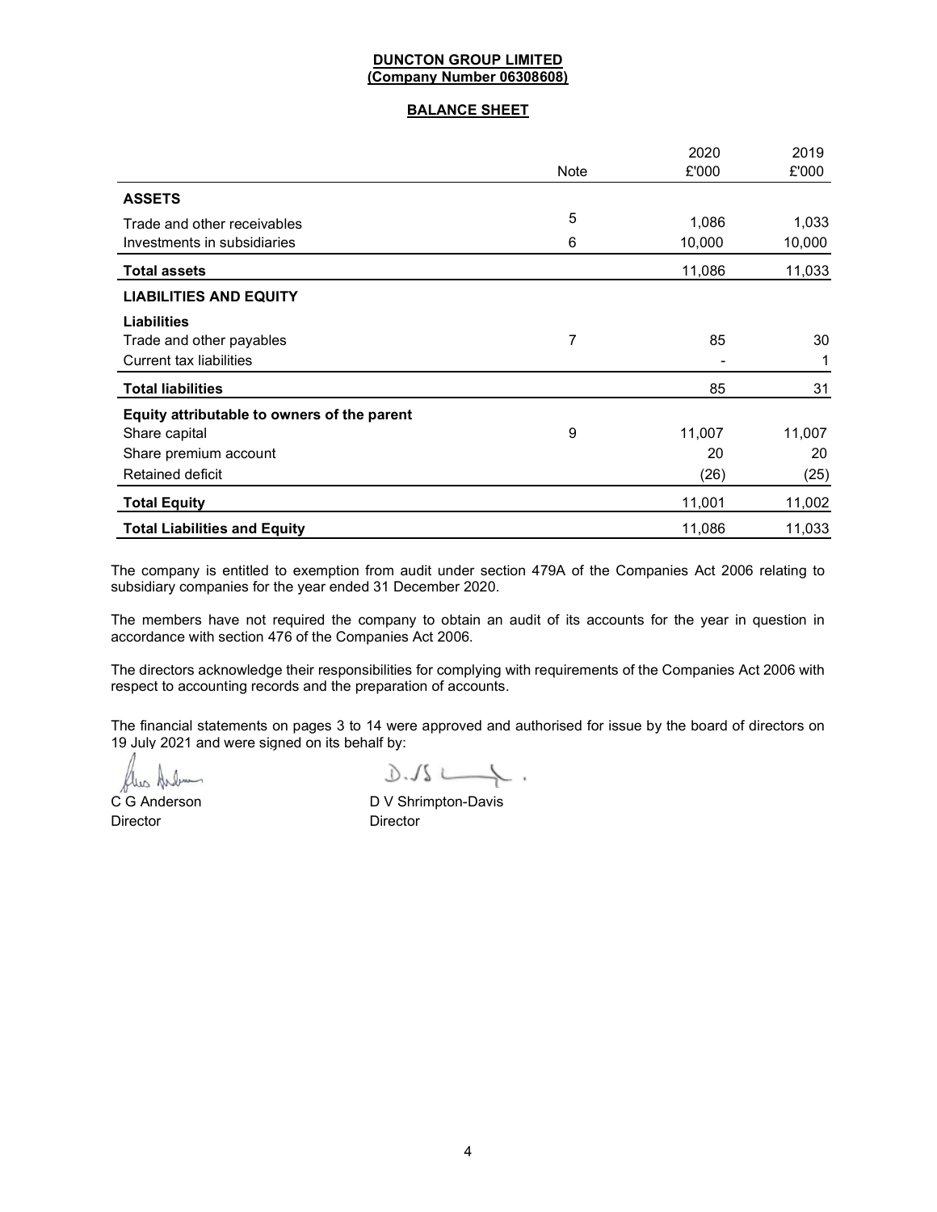**DUNCTON GROUP LIMITED**
**(Company Number 06308608)**

**BALANCE SHEET**

| | Note | 2020 £'000 | 2019 £'000 |
|---|---|---|---|
| **ASSETS** | | | |
| Trade and other receivables | 5 | 1,086 | 1,033 |
| Investments in subsidiaries | 6 | 10,000 | 10,000 |
| **Total assets** | | 11,086 | 11,033 |
| **LIABILITIES AND EQUITY** | | | |
| **Liabilities** | | | |
| Trade and other payables | 7 | 85 | 30 |
| Current tax liabilities | | - | 1 |
| **Total liabilities** | | 85 | 31 |
| **Equity attributable to owners of the parent** | | | |
| Share capital | 9 | 11,007 | 11,007 |
| Share premium account | | 20 | 20 |
| Retained deficit | | (26) | (25) |
| **Total Equity** | | 11,001 | 11,002 |
| **Total Liabilities and Equity** | | 11,086 | 11,033 |

The company is entitled to exemption from audit under section 479A of the Companies Act 2006 relating to subsidiary companies for the year ended 31 December 2020.

The members have not required the company to obtain an audit of its accounts for the year in question in accordance with section 476 of the Companies Act 2006.

The directors acknowledge their responsibilities for complying with requirements of the Companies Act 2006 with respect to accounting records and the preparation of accounts.

The financial statements on pages 3 to 14 were approved and authorised for issue by the board of directors on 19 July 2021 and were signed on its behalf by:

C G Anderson
Director

D V Shrimpton-Davis
Director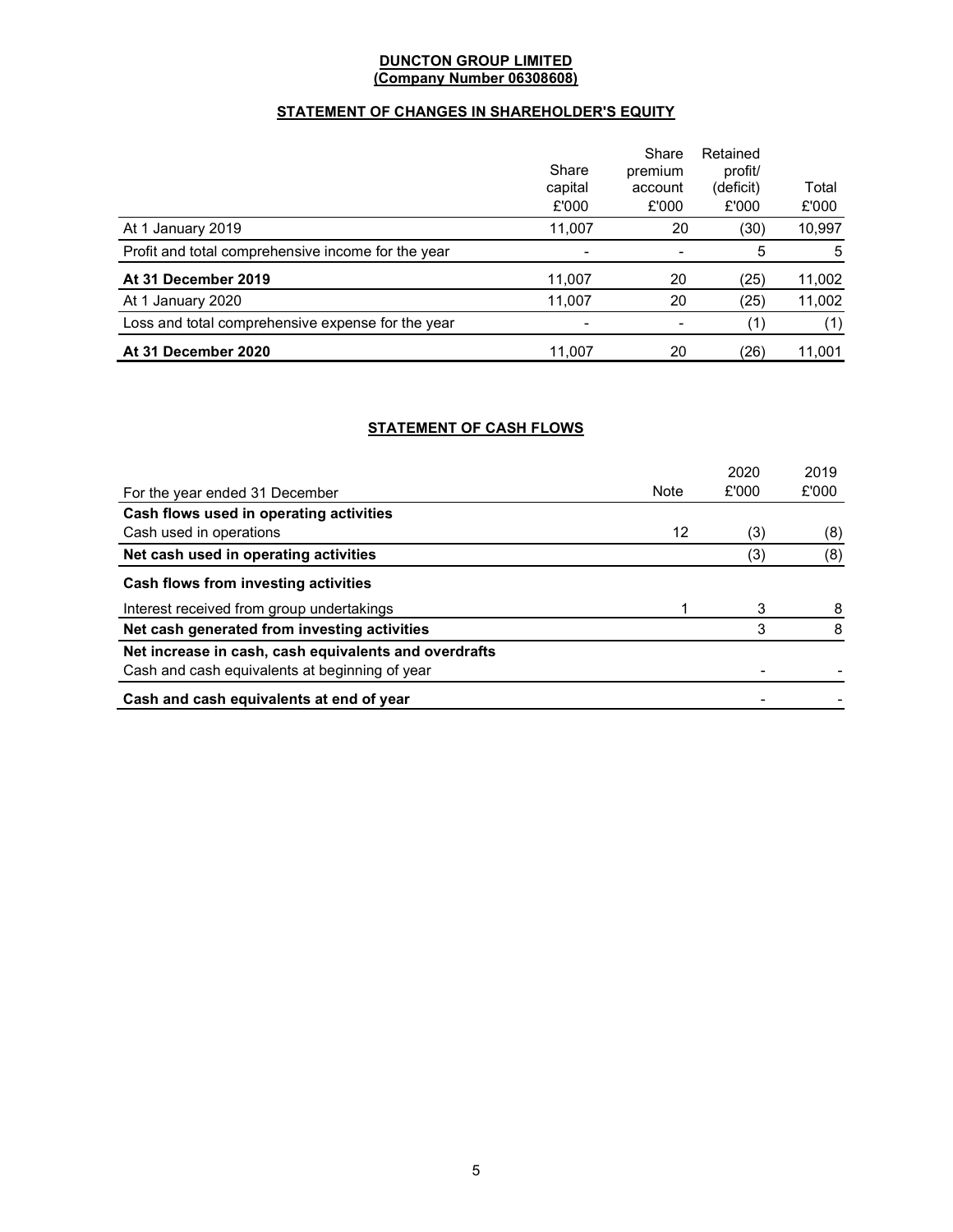**DUNCTON GROUP LIMITED**
**(Company Number 06308608)**

## STATEMENT OF CHANGES IN SHAREHOLDER'S EQUITY

| | Share capital £'000 | Share premium account £'000 | Retained profit/ (deficit) £'000 | Total £'000 |
|---|---|---|---|---|
| At 1 January 2019 | 11,007 | 20 | (30) | 10,997 |
| Profit and total comprehensive income for the year | - | - | 5 | 5 |
| **At 31 December 2019** | 11,007 | 20 | (25) | 11,002 |
| At 1 January 2020 | 11,007 | 20 | (25) | 11,002 |
| Loss and total comprehensive expense for the year | - | - | (1) | (1) |
| **At 31 December 2020** | 11,007 | 20 | (26) | 11,001 |

## STATEMENT OF CASH FLOWS

| For the year ended 31 December | Note | 2020 £'000 | 2019 £'000 |
|---|---|---|---|
| **Cash flows used in operating activities** | | | |
| Cash used in operations | 12 | (3) | (8) |
| **Net cash used in operating activities** | | (3) | (8) |
| **Cash flows from investing activities** | | | |
| Interest received from group undertakings | 1 | 3 | 8 |
| **Net cash generated from investing activities** | | 3 | 8 |
| **Net increase in cash, cash equivalents and overdrafts** | | | |
| Cash and cash equivalents at beginning of year | | - | - |
| **Cash and cash equivalents at end of year** | | - | - |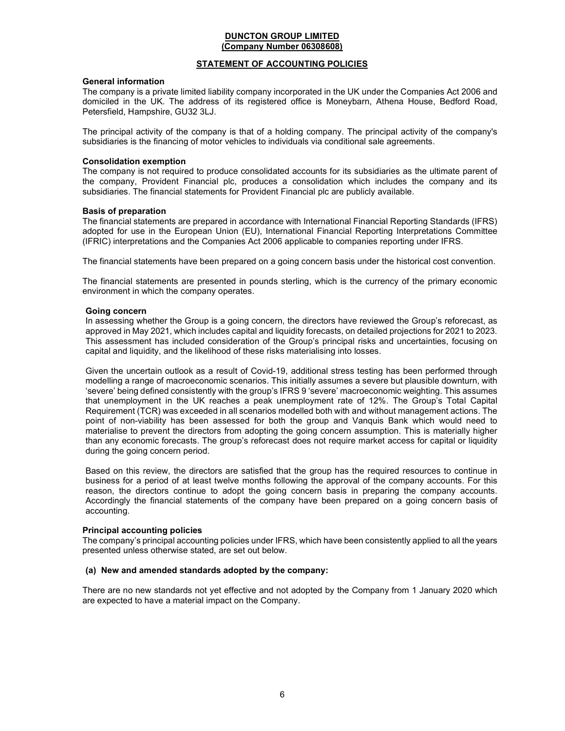**DUNCTON GROUP LIMITED**
**(Company Number 06308608)**

## STATEMENT OF ACCOUNTING POLICIES

### General information

The company is a private limited liability company incorporated in the UK under the Companies Act 2006 and domiciled in the UK. The address of its registered office is Moneybarn, Athena House, Bedford Road, Petersfield, Hampshire, GU32 3LJ.

The principal activity of the company is that of a holding company. The principal activity of the company's subsidiaries is the financing of motor vehicles to individuals via conditional sale agreements.

### Consolidation exemption

The company is not required to produce consolidated accounts for its subsidiaries as the ultimate parent of the company, Provident Financial plc, produces a consolidation which includes the company and its subsidiaries. The financial statements for Provident Financial plc are publicly available.

### Basis of preparation

The financial statements are prepared in accordance with International Financial Reporting Standards (IFRS) adopted for use in the European Union (EU), International Financial Reporting Interpretations Committee (IFRIC) interpretations and the Companies Act 2006 applicable to companies reporting under IFRS.

The financial statements have been prepared on a going concern basis under the historical cost convention.

The financial statements are presented in pounds sterling, which is the currency of the primary economic environment in which the company operates.

#### Going concern

In assessing whether the Group is a going concern, the directors have reviewed the Group's reforecast, as approved in May 2021, which includes capital and liquidity forecasts, on detailed projections for 2021 to 2023. This assessment has included consideration of the Group's principal risks and uncertainties, focusing on capital and liquidity, and the likelihood of these risks materialising into losses.

Given the uncertain outlook as a result of Covid-19, additional stress testing has been performed through modelling a range of macroeconomic scenarios. This initially assumes a severe but plausible downturn, with 'severe' being defined consistently with the group's IFRS 9 'severe' macroeconomic weighting. This assumes that unemployment in the UK reaches a peak unemployment rate of 12%. The Group's Total Capital Requirement (TCR) was exceeded in all scenarios modelled both with and without management actions. The point of non-viability has been assessed for both the group and Vanquis Bank which would need to materialise to prevent the directors from adopting the going concern assumption. This is materially higher than any economic forecasts. The group's reforecast does not require market access for capital or liquidity during the going concern period.

Based on this review, the directors are satisfied that the group has the required resources to continue in business for a period of at least twelve months following the approval of the company accounts. For this reason, the directors continue to adopt the going concern basis in preparing the company accounts. Accordingly the financial statements of the company have been prepared on a going concern basis of accounting.

### Principal accounting policies

The company's principal accounting policies under IFRS, which have been consistently applied to all the years presented unless otherwise stated, are set out below.

#### (a) New and amended standards adopted by the company:

There are no new standards not yet effective and not adopted by the Company from 1 January 2020 which are expected to have a material impact on the Company.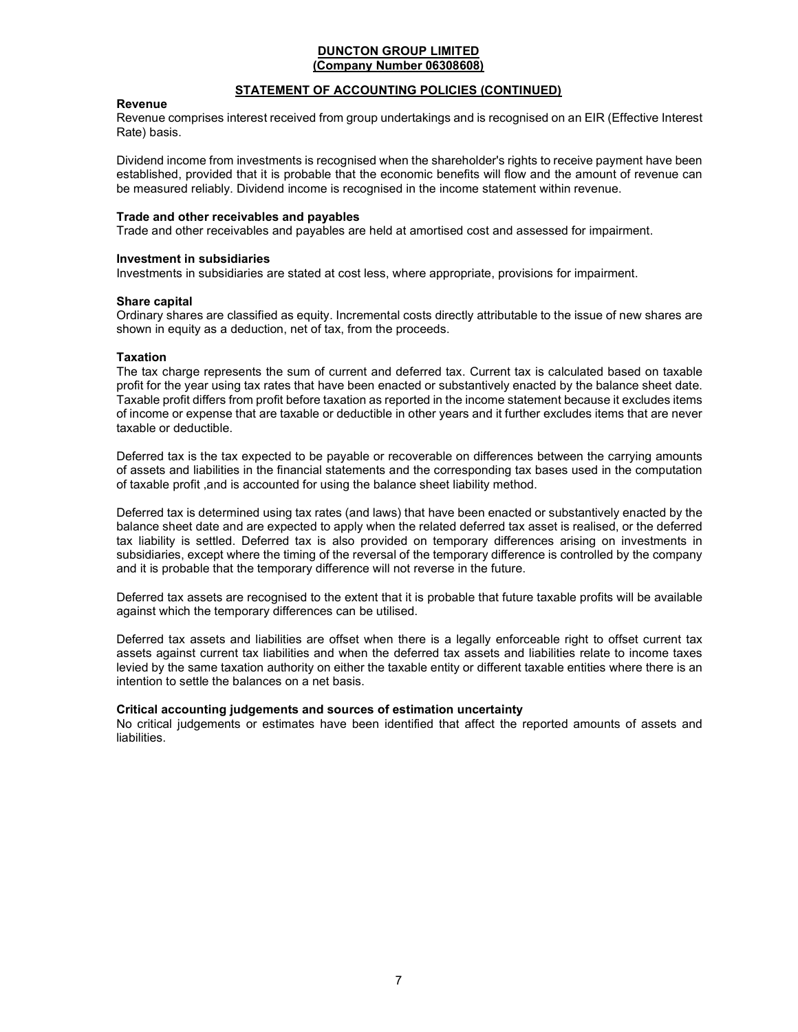**DUNCTON GROUP LIMITED**
**(Company Number 06308608)**

## STATEMENT OF ACCOUNTING POLICIES (CONTINUED)

**Revenue**

Revenue comprises interest received from group undertakings and is recognised on an EIR (Effective Interest Rate) basis.

Dividend income from investments is recognised when the shareholder's rights to receive payment have been established, provided that it is probable that the economic benefits will flow and the amount of revenue can be measured reliably. Dividend income is recognised in the income statement within revenue.

**Trade and other receivables and payables**

Trade and other receivables and payables are held at amortised cost and assessed for impairment.

**Investment in subsidiaries**

Investments in subsidiaries are stated at cost less, where appropriate, provisions for impairment.

**Share capital**

Ordinary shares are classified as equity. Incremental costs directly attributable to the issue of new shares are shown in equity as a deduction, net of tax, from the proceeds.

**Taxation**

The tax charge represents the sum of current and deferred tax. Current tax is calculated based on taxable profit for the year using tax rates that have been enacted or substantively enacted by the balance sheet date. Taxable profit differs from profit before taxation as reported in the income statement because it excludes items of income or expense that are taxable or deductible in other years and it further excludes items that are never taxable or deductible.

Deferred tax is the tax expected to be payable or recoverable on differences between the carrying amounts of assets and liabilities in the financial statements and the corresponding tax bases used in the computation of taxable profit ,and is accounted for using the balance sheet liability method.

Deferred tax is determined using tax rates (and laws) that have been enacted or substantively enacted by the balance sheet date and are expected to apply when the related deferred tax asset is realised, or the deferred tax liability is settled. Deferred tax is also provided on temporary differences arising on investments in subsidiaries, except where the timing of the reversal of the temporary difference is controlled by the company and it is probable that the temporary difference will not reverse in the future.

Deferred tax assets are recognised to the extent that it is probable that future taxable profits will be available against which the temporary differences can be utilised.

Deferred tax assets and liabilities are offset when there is a legally enforceable right to offset current tax assets against current tax liabilities and when the deferred tax assets and liabilities relate to income taxes levied by the same taxation authority on either the taxable entity or different taxable entities where there is an intention to settle the balances on a net basis.

**Critical accounting judgements and sources of estimation uncertainty**

No critical judgements or estimates have been identified that affect the reported amounts of assets and liabilities.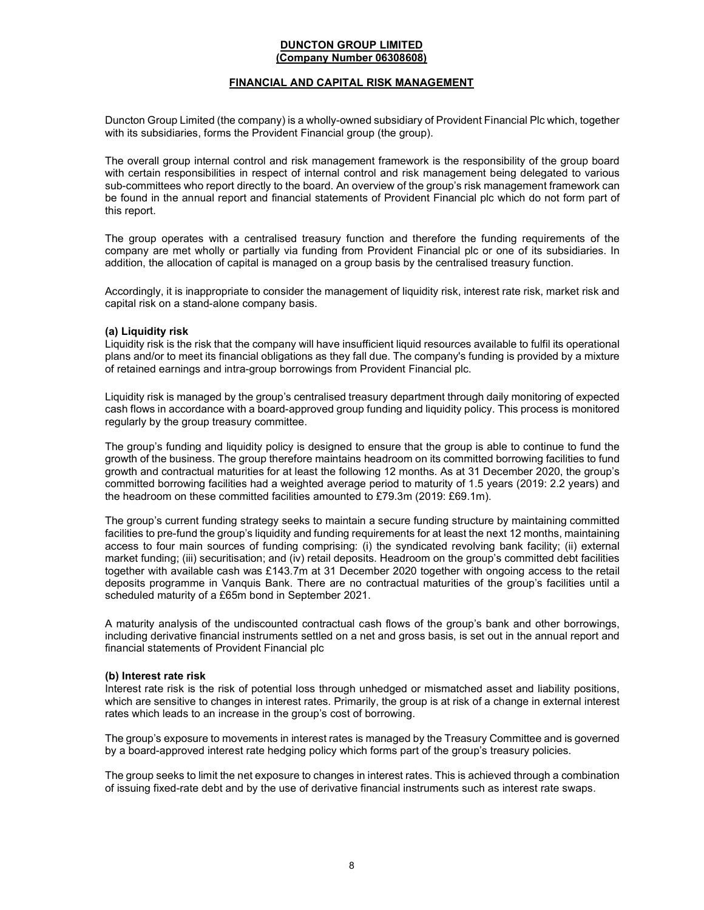**DUNCTON GROUP LIMITED**
**(Company Number 06308608)**

## FINANCIAL AND CAPITAL RISK MANAGEMENT

Duncton Group Limited (the company) is a wholly-owned subsidiary of Provident Financial Plc which, together with its subsidiaries, forms the Provident Financial group (the group).

The overall group internal control and risk management framework is the responsibility of the group board with certain responsibilities in respect of internal control and risk management being delegated to various sub-committees who report directly to the board. An overview of the group's risk management framework can be found in the annual report and financial statements of Provident Financial plc which do not form part of this report.

The group operates with a centralised treasury function and therefore the funding requirements of the company are met wholly or partially via funding from Provident Financial plc or one of its subsidiaries. In addition, the allocation of capital is managed on a group basis by the centralised treasury function.

Accordingly, it is inappropriate to consider the management of liquidity risk, interest rate risk, market risk and capital risk on a stand-alone company basis.

### (a) Liquidity risk

Liquidity risk is the risk that the company will have insufficient liquid resources available to fulfil its operational plans and/or to meet its financial obligations as they fall due. The company's funding is provided by a mixture of retained earnings and intra-group borrowings from Provident Financial plc.

Liquidity risk is managed by the group's centralised treasury department through daily monitoring of expected cash flows in accordance with a board-approved group funding and liquidity policy. This process is monitored regularly by the group treasury committee.

The group's funding and liquidity policy is designed to ensure that the group is able to continue to fund the growth of the business. The group therefore maintains headroom on its committed borrowing facilities to fund growth and contractual maturities for at least the following 12 months. As at 31 December 2020, the group's committed borrowing facilities had a weighted average period to maturity of 1.5 years (2019: 2.2 years) and the headroom on these committed facilities amounted to £79.3m (2019: £69.1m).

The group's current funding strategy seeks to maintain a secure funding structure by maintaining committed facilities to pre-fund the group's liquidity and funding requirements for at least the next 12 months, maintaining access to four main sources of funding comprising: (i) the syndicated revolving bank facility; (ii) external market funding; (iii) securitisation; and (iv) retail deposits. Headroom on the group's committed debt facilities together with available cash was £143.7m at 31 December 2020 together with ongoing access to the retail deposits programme in Vanquis Bank. There are no contractual maturities of the group's facilities until a scheduled maturity of a £65m bond in September 2021.

A maturity analysis of the undiscounted contractual cash flows of the group's bank and other borrowings, including derivative financial instruments settled on a net and gross basis, is set out in the annual report and financial statements of Provident Financial plc

### (b) Interest rate risk

Interest rate risk is the risk of potential loss through unhedged or mismatched asset and liability positions, which are sensitive to changes in interest rates. Primarily, the group is at risk of a change in external interest rates which leads to an increase in the group's cost of borrowing.

The group's exposure to movements in interest rates is managed by the Treasury Committee and is governed by a board-approved interest rate hedging policy which forms part of the group's treasury policies.

The group seeks to limit the net exposure to changes in interest rates. This is achieved through a combination of issuing fixed-rate debt and by the use of derivative financial instruments such as interest rate swaps.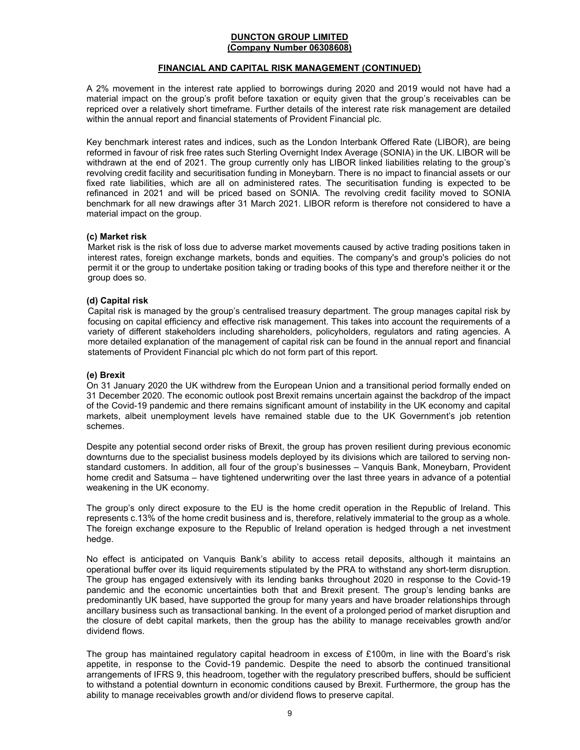## FINANCIAL AND CAPITAL RISK MANAGEMENT (CONTINUED)

A 2% movement in the interest rate applied to borrowings during 2020 and 2019 would not have had a material impact on the group's profit before taxation or equity given that the group's receivables can be repriced over a relatively short timeframe. Further details of the interest rate risk management are detailed within the annual report and financial statements of Provident Financial plc.

Key benchmark interest rates and indices, such as the London Interbank Offered Rate (LIBOR), are being reformed in favour of risk free rates such Sterling Overnight Index Average (SONIA) in the UK. LIBOR will be withdrawn at the end of 2021. The group currently only has LIBOR linked liabilities relating to the group's revolving credit facility and securitisation funding in Moneybarn. There is no impact to financial assets or our fixed rate liabilities, which are all on administered rates. The securitisation funding is expected to be refinanced in 2021 and will be priced based on SONIA. The revolving credit facility moved to SONIA benchmark for all new drawings after 31 March 2021. LIBOR reform is therefore not considered to have a material impact on the group.

### (c) Market risk

Market risk is the risk of loss due to adverse market movements caused by active trading positions taken in interest rates, foreign exchange markets, bonds and equities. The company's and group's policies do not permit it or the group to undertake position taking or trading books of this type and therefore neither it or the group does so.

### (d) Capital risk

Capital risk is managed by the group's centralised treasury department. The group manages capital risk by focusing on capital efficiency and effective risk management. This takes into account the requirements of a variety of different stakeholders including shareholders, policyholders, regulators and rating agencies. A more detailed explanation of the management of capital risk can be found in the annual report and financial statements of Provident Financial plc which do not form part of this report.

### (e) Brexit

On 31 January 2020 the UK withdrew from the European Union and a transitional period formally ended on 31 December 2020. The economic outlook post Brexit remains uncertain against the backdrop of the impact of the Covid-19 pandemic and there remains significant amount of instability in the UK economy and capital markets, albeit unemployment levels have remained stable due to the UK Government's job retention schemes.

Despite any potential second order risks of Brexit, the group has proven resilient during previous economic downturns due to the specialist business models deployed by its divisions which are tailored to serving non-standard customers. In addition, all four of the group's businesses – Vanquis Bank, Moneybarn, Provident home credit and Satsuma – have tightened underwriting over the last three years in advance of a potential weakening in the UK economy.

The group's only direct exposure to the EU is the home credit operation in the Republic of Ireland. This represents c.13% of the home credit business and is, therefore, relatively immaterial to the group as a whole. The foreign exchange exposure to the Republic of Ireland operation is hedged through a net investment hedge.

No effect is anticipated on Vanquis Bank's ability to access retail deposits, although it maintains an operational buffer over its liquid requirements stipulated by the PRA to withstand any short-term disruption. The group has engaged extensively with its lending banks throughout 2020 in response to the Covid-19 pandemic and the economic uncertainties both that and Brexit present. The group's lending banks are predominantly UK based, have supported the group for many years and have broader relationships through ancillary business such as transactional banking. In the event of a prolonged period of market disruption and the closure of debt capital markets, then the group has the ability to manage receivables growth and/or dividend flows.

The group has maintained regulatory capital headroom in excess of £100m, in line with the Board's risk appetite, in response to the Covid-19 pandemic. Despite the need to absorb the continued transitional arrangements of IFRS 9, this headroom, together with the regulatory prescribed buffers, should be sufficient to withstand a potential downturn in economic conditions caused by Brexit. Furthermore, the group has the ability to manage receivables growth and/or dividend flows to preserve capital.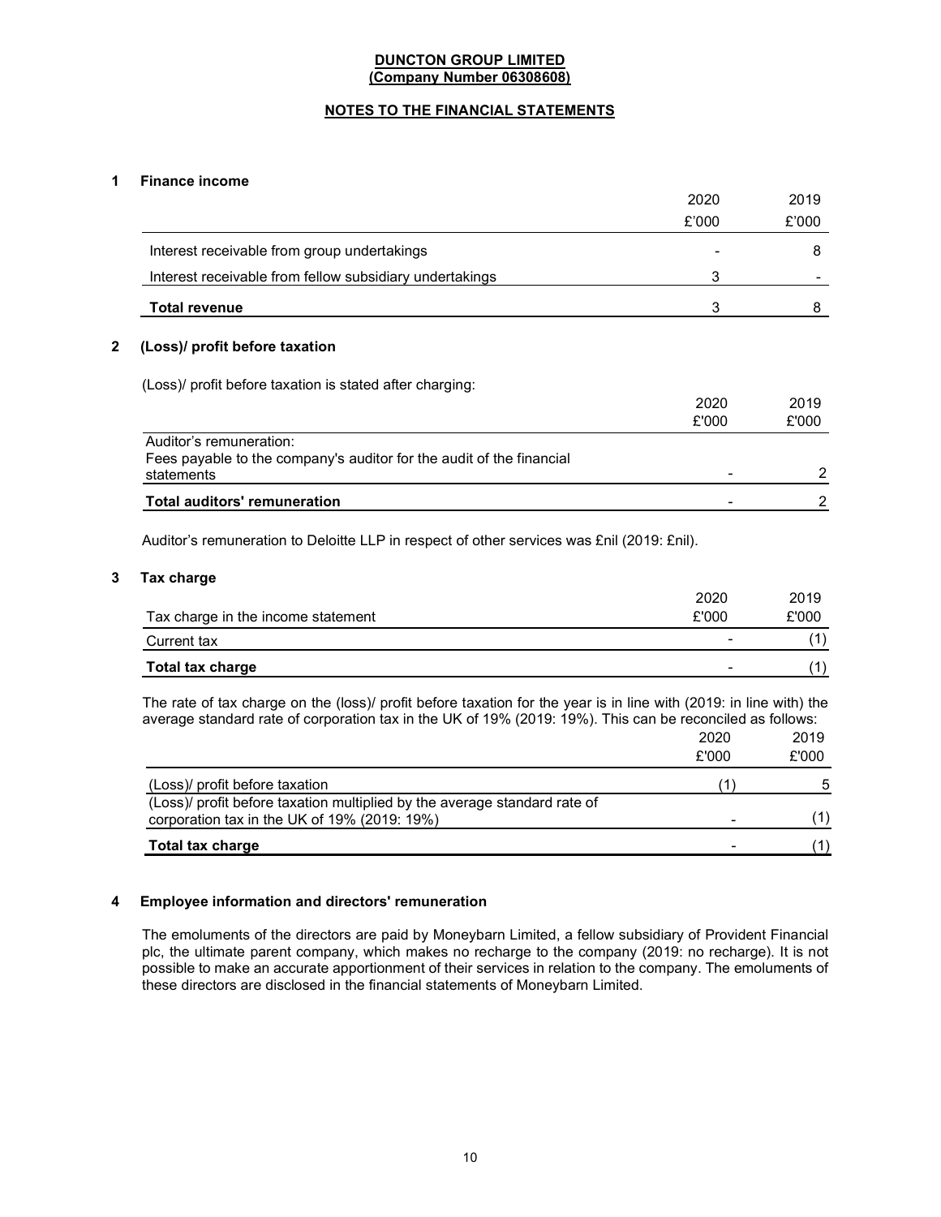**DUNCTON GROUP LIMITED**
**(Company Number 06308608)**

**NOTES TO THE FINANCIAL STATEMENTS**

## 1 Finance income

| | 2020 £'000 | 2019 £'000 |
|---|---|---|
| Interest receivable from group undertakings | - | 8 |
| Interest receivable from fellow subsidiary undertakings | 3 | - |
| **Total revenue** | 3 | 8 |

## 2 (Loss)/ profit before taxation

(Loss)/ profit before taxation is stated after charging:

| | 2020 £'000 | 2019 £'000 |
|---|---|---|
| Auditor's remuneration: | | |
| Fees payable to the company's auditor for the audit of the financial statements | - | 2 |
| **Total auditors' remuneration** | - | 2 |

Auditor's remuneration to Deloitte LLP in respect of other services was £nil (2019: £nil).

## 3 Tax charge

| Tax charge in the income statement | 2020 £'000 | 2019 £'000 |
|---|---|---|
| Current tax | - | (1) |
| **Total tax charge** | - | (1) |

The rate of tax charge on the (loss)/ profit before taxation for the year is in line with (2019: in line with) the average standard rate of corporation tax in the UK of 19% (2019: 19%). This can be reconciled as follows:

| | 2020 £'000 | 2019 £'000 |
|---|---|---|
| (Loss)/ profit before taxation | (1) | 5 |
| (Loss)/ profit before taxation multiplied by the average standard rate of corporation tax in the UK of 19% (2019: 19%) | - | (1) |
| **Total tax charge** | - | (1) |

## 4 Employee information and directors' remuneration

The emoluments of the directors are paid by Moneybarn Limited, a fellow subsidiary of Provident Financial plc, the ultimate parent company, which makes no recharge to the company (2019: no recharge). It is not possible to make an accurate apportionment of their services in relation to the company. The emoluments of these directors are disclosed in the financial statements of Moneybarn Limited.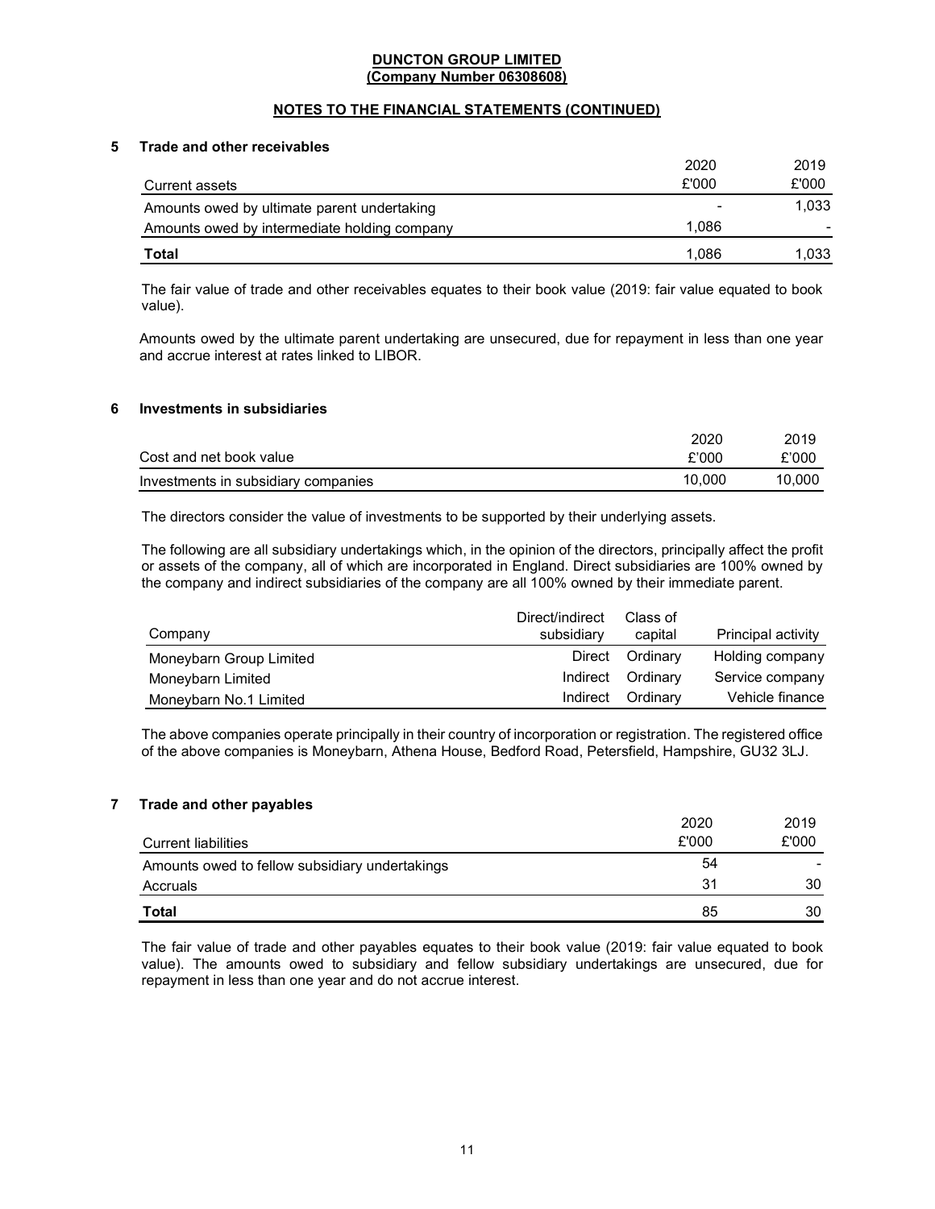**DUNCTON GROUP LIMITED**
**(Company Number 06308608)**

**NOTES TO THE FINANCIAL STATEMENTS (CONTINUED)**

## 5 Trade and other receivables

| Current assets | 2020 £'000 | 2019 £'000 |
|---|---|---|
| Amounts owed by ultimate parent undertaking | - | 1,033 |
| Amounts owed by intermediate holding company | 1,086 | - |
| **Total** | 1,086 | 1,033 |

The fair value of trade and other receivables equates to their book value (2019: fair value equated to book value).

Amounts owed by the ultimate parent undertaking are unsecured, due for repayment in less than one year and accrue interest at rates linked to LIBOR.

## 6 Investments in subsidiaries

| Cost and net book value | 2020 £'000 | 2019 £'000 |
|---|---|---|
| Investments in subsidiary companies | 10,000 | 10,000 |

The directors consider the value of investments to be supported by their underlying assets.

The following are all subsidiary undertakings which, in the opinion of the directors, principally affect the profit or assets of the company, all of which are incorporated in England. Direct subsidiaries are 100% owned by the company and indirect subsidiaries of the company are all 100% owned by their immediate parent.

| Company | Direct/indirect subsidiary | Class of capital | Principal activity |
|---|---|---|---|
| Moneybarn Group Limited | Direct | Ordinary | Holding company |
| Moneybarn Limited | Indirect | Ordinary | Service company |
| Moneybarn No.1 Limited | Indirect | Ordinary | Vehicle finance |

The above companies operate principally in their country of incorporation or registration. The registered office of the above companies is Moneybarn, Athena House, Bedford Road, Petersfield, Hampshire, GU32 3LJ.

## 7 Trade and other payables

| Current liabilities | 2020 £'000 | 2019 £'000 |
|---|---|---|
| Amounts owed to fellow subsidiary undertakings | 54 | - |
| Accruals | 31 | 30 |
| **Total** | 85 | 30 |

The fair value of trade and other payables equates to their book value (2019: fair value equated to book value). The amounts owed to subsidiary and fellow subsidiary undertakings are unsecured, due for repayment in less than one year and do not accrue interest.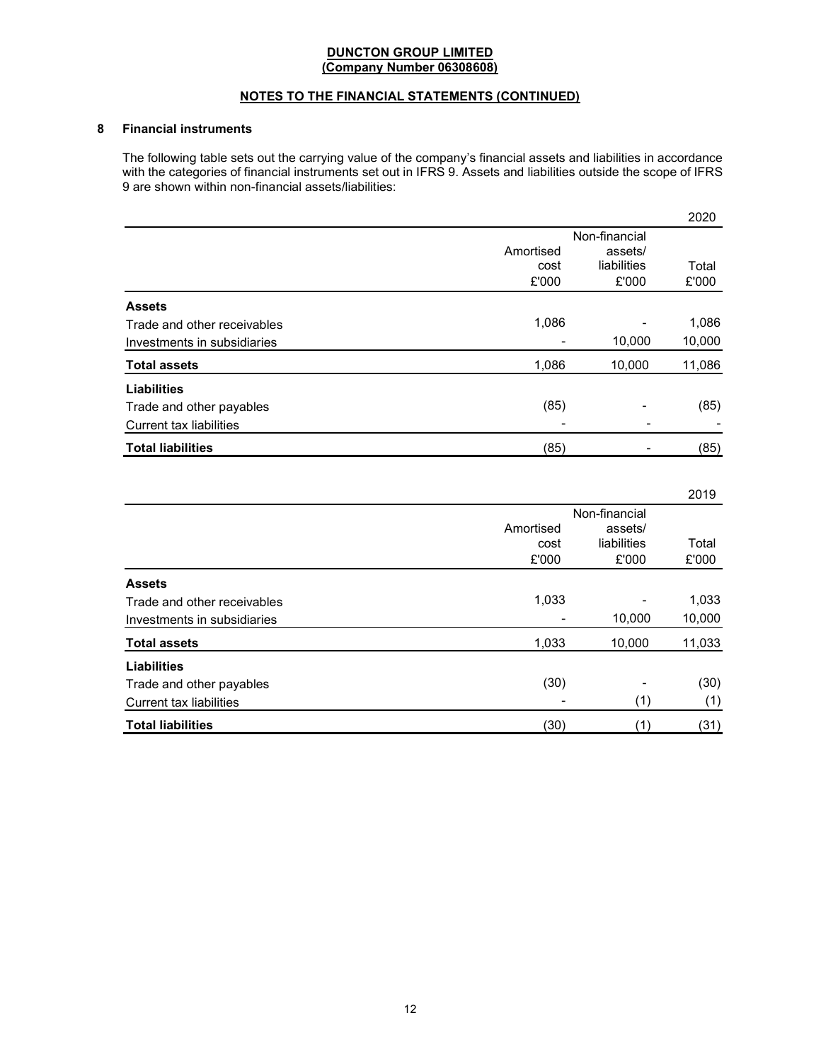**DUNCTON GROUP LIMITED**
**(Company Number 06308608)**

**NOTES TO THE FINANCIAL STATEMENTS (CONTINUED)**

## 8 Financial instruments

The following table sets out the carrying value of the company's financial assets and liabilities in accordance with the categories of financial instruments set out in IFRS 9. Assets and liabilities outside the scope of IFRS 9 are shown within non-financial assets/liabilities:

| 2020 | Amortised cost £'000 | Non-financial assets/ liabilities £'000 | Total £'000 |
|---|---|---|---|
| **Assets** | | | |
| Trade and other receivables | 1,086 | - | 1,086 |
| Investments in subsidiaries | - | 10,000 | 10,000 |
| **Total assets** | 1,086 | 10,000 | 11,086 |
| **Liabilities** | | | |
| Trade and other payables | (85) | - | (85) |
| Current tax liabilities | - | - | - |
| **Total liabilities** | (85) | - | (85) |

| 2019 | Amortised cost £'000 | Non-financial assets/ liabilities £'000 | Total £'000 |
|---|---|---|---|
| **Assets** | | | |
| Trade and other receivables | 1,033 | - | 1,033 |
| Investments in subsidiaries | - | 10,000 | 10,000 |
| **Total assets** | 1,033 | 10,000 | 11,033 |
| **Liabilities** | | | |
| Trade and other payables | (30) | - | (30) |
| Current tax liabilities | - | (1) | (1) |
| **Total liabilities** | (30) | (1) | (31) |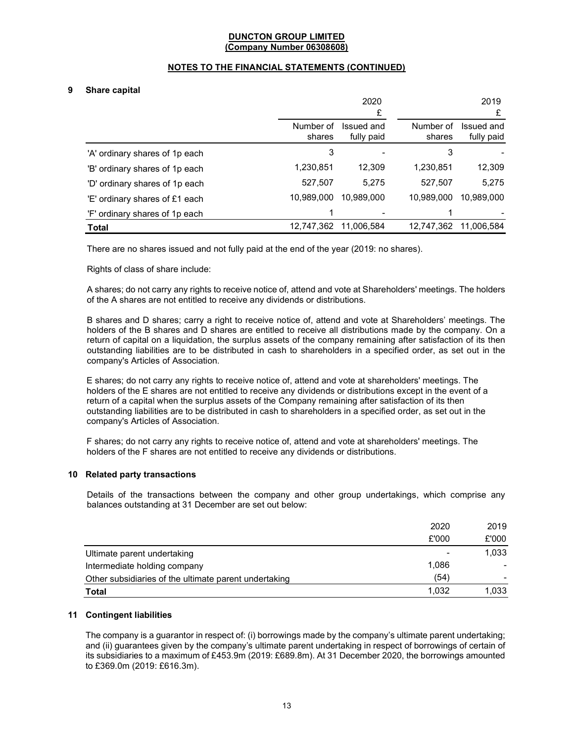**DUNCTON GROUP LIMITED**
**(Company Number 06308608)**

**NOTES TO THE FINANCIAL STATEMENTS (CONTINUED)**

## 9 Share capital

| | 2020 | | 2019 | |
|---|---|---|---|---|
| | £ | | £ | |
| | Number of shares | Issued and fully paid | Number of shares | Issued and fully paid |
| 'A' ordinary shares of 1p each | 3 | - | 3 | - |
| 'B' ordinary shares of 1p each | 1,230,851 | 12,309 | 1,230,851 | 12,309 |
| 'D' ordinary shares of 1p each | 527,507 | 5,275 | 527,507 | 5,275 |
| 'E' ordinary shares of £1 each | 10,989,000 | 10,989,000 | 10,989,000 | 10,989,000 |
| 'F' ordinary shares of 1p each | 1 | - | 1 | - |
| **Total** | 12,747,362 | 11,006,584 | 12,747,362 | 11,006,584 |

There are no shares issued and not fully paid at the end of the year (2019: no shares).

Rights of class of share include:

A shares; do not carry any rights to receive notice of, attend and vote at Shareholders' meetings. The holders of the A shares are not entitled to receive any dividends or distributions.

B shares and D shares; carry a right to receive notice of, attend and vote at Shareholders' meetings. The holders of the B shares and D shares are entitled to receive all distributions made by the company. On a return of capital on a liquidation, the surplus assets of the company remaining after satisfaction of its then outstanding liabilities are to be distributed in cash to shareholders in a specified order, as set out in the company's Articles of Association.

E shares; do not carry any rights to receive notice of, attend and vote at shareholders' meetings. The holders of the E shares are not entitled to receive any dividends or distributions except in the event of a return of a capital when the surplus assets of the Company remaining after satisfaction of its then outstanding liabilities are to be distributed in cash to shareholders in a specified order, as set out in the company's Articles of Association.

F shares; do not carry any rights to receive notice of, attend and vote at shareholders' meetings. The holders of the F shares are not entitled to receive any dividends or distributions.

## 10 Related party transactions

Details of the transactions between the company and other group undertakings, which comprise any balances outstanding at 31 December are set out below:

| | 2020 | 2019 |
|---|---|---|
| | £'000 | £'000 |
| Ultimate parent undertaking | - | 1,033 |
| Intermediate holding company | 1,086 | - |
| Other subsidiaries of the ultimate parent undertaking | (54) | - |
| **Total** | 1,032 | 1,033 |

## 11 Contingent liabilities

The company is a guarantor in respect of: (i) borrowings made by the company's ultimate parent undertaking; and (ii) guarantees given by the company's ultimate parent undertaking in respect of borrowings of certain of its subsidiaries to a maximum of £453.9m (2019: £689.8m). At 31 December 2020, the borrowings amounted to £369.0m (2019: £616.3m).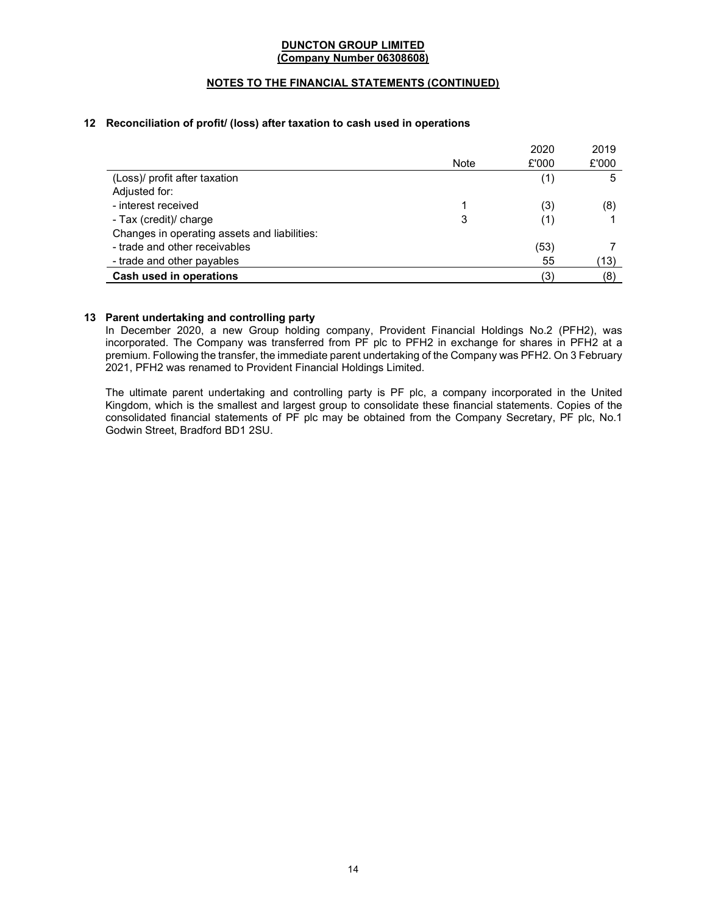**DUNCTON GROUP LIMITED**
**(Company Number 06308608)**

**NOTES TO THE FINANCIAL STATEMENTS (CONTINUED)**

## 12 Reconciliation of profit/ (loss) after taxation to cash used in operations

| | Note | 2020 £'000 | 2019 £'000 |
|---|---|---|---|
| (Loss)/ profit after taxation | | (1) | 5 |
| Adjusted for: | | | |
| - interest received | 1 | (3) | (8) |
| - Tax (credit)/ charge | 3 | (1) | 1 |
| Changes in operating assets and liabilities: | | | |
| - trade and other receivables | | (53) | 7 |
| - trade and other payables | | 55 | (13) |
| **Cash used in operations** | | (3) | (8) |

## 13 Parent undertaking and controlling party

In December 2020, a new Group holding company, Provident Financial Holdings No.2 (PFH2), was incorporated. The Company was transferred from PF plc to PFH2 in exchange for shares in PFH2 at a premium. Following the transfer, the immediate parent undertaking of the Company was PFH2. On 3 February 2021, PFH2 was renamed to Provident Financial Holdings Limited.

The ultimate parent undertaking and controlling party is PF plc, a company incorporated in the United Kingdom, which is the smallest and largest group to consolidate these financial statements. Copies of the consolidated financial statements of PF plc may be obtained from the Company Secretary, PF plc, No.1 Godwin Street, Bradford BD1 2SU.